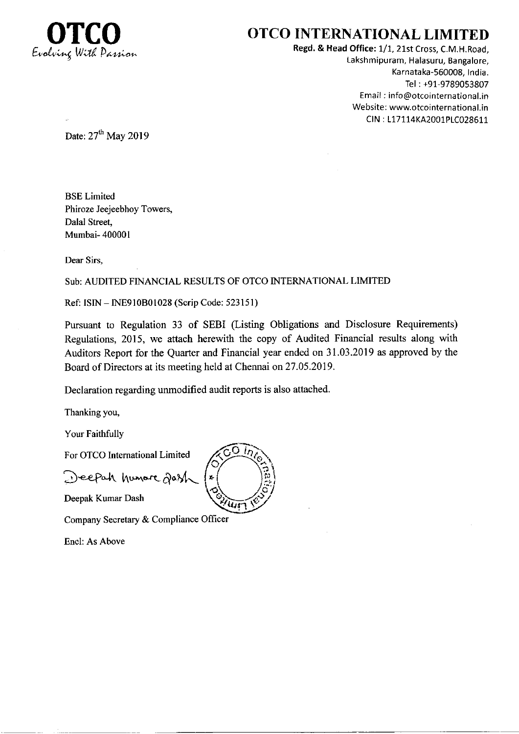**OTCO**
*Evolving With Passion*

# OTCO INTERNATIONAL LIMITED

**Regd. & Head Office:** 1/1, 21st Cross, C.M.H.Road,
Lakshmipuram, Halasuru, Bangalore,
Karnataka-560008, India.
Tel : +91-9789053807
Email : info@otcointernational.in
Website: www.otcointernational.in
CIN : L17114KA2001PLC028611

Date: 27th May 2019

BSE Limited
Phiroze Jeejeebhoy Towers,
Dalal Street,
Mumbai- 400001

Dear Sirs,

Sub: AUDITED FINANCIAL RESULTS OF OTCO INTERNATIONAL LIMITED

Ref: ISIN – INE910B01028 (Scrip Code: 523151)

Pursuant to Regulation 33 of SEBI (Listing Obligations and Disclosure Requirements) Regulations, 2015, we attach herewith the copy of Audited Financial results along with Auditors Report for the Quarter and Financial year ended on 31.03.2019 as approved by the Board of Directors at its meeting held at Chennai on 27.05.2019.

Declaration regarding unmodified audit reports is also attached.

Thanking you,

Your Faithfully

For OTCO International Limited

Deepak Kumar Dash

Deepak Kumar Dash

Company Secretary & Compliance Officer

Encl: As Above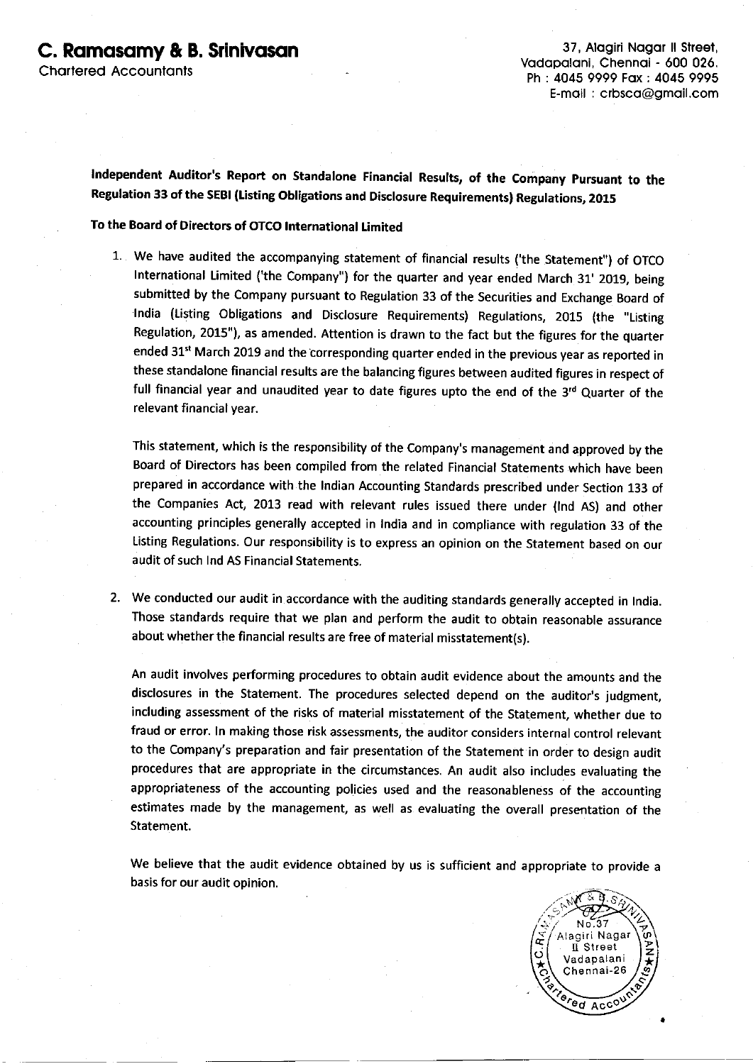**C. Ramasamy & B. Srinivasan**
Chartered Accountants

37, Alagiri Nagar II Street,
Vadapalani, Chennai - 600 026.
Ph : 4045 9999 Fax : 4045 9995
E-mail : crbsca@gmail.com

**Independent Auditor's Report on Standalone Financial Results, of the Company Pursuant to the Regulation 33 of the SEBI (Listing Obligations and Disclosure Requirements) Regulations, 2015**

**To the Board of Directors of OTCO International Limited**

1. We have audited the accompanying statement of financial results ('the Statement") of OTCO International Limited ('the Company") for the quarter and year ended March 31' 2019, being submitted by the Company pursuant to Regulation 33 of the Securities and Exchange Board of India (Listing Obligations and Disclosure Requirements) Regulations, 2015 (the "Listing Regulation, 2015"), as amended. Attention is drawn to the fact but the figures for the quarter ended 31st March 2019 and the corresponding quarter ended in the previous year as reported in these standalone financial results are the balancing figures between audited figures in respect of full financial year and unaudited year to date figures upto the end of the 3rd Quarter of the relevant financial year.

   This statement, which is the responsibility of the Company's management and approved by the Board of Directors has been compiled from the related Financial Statements which have been prepared in accordance with the Indian Accounting Standards prescribed under Section 133 of the Companies Act, 2013 read with relevant rules issued there under (Ind AS) and other accounting principles generally accepted in India and in compliance with regulation 33 of the Listing Regulations. Our responsibility is to express an opinion on the Statement based on our audit of such Ind AS Financial Statements.

2. We conducted our audit in accordance with the auditing standards generally accepted in India. Those standards require that we plan and perform the audit to obtain reasonable assurance about whether the financial results are free of material misstatement(s).

   An audit involves performing procedures to obtain audit evidence about the amounts and the disclosures in the Statement. The procedures selected depend on the auditor's judgment, including assessment of the risks of material misstatement of the Statement, whether due to fraud or error. In making those risk assessments, the auditor considers internal control relevant to the Company's preparation and fair presentation of the Statement in order to design audit procedures that are appropriate in the circumstances. An audit also includes evaluating the appropriateness of the accounting policies used and the reasonableness of the accounting estimates made by the management, as well as evaluating the overall presentation of the Statement.

   We believe that the audit evidence obtained by us is sufficient and appropriate to provide a basis for our audit opinion.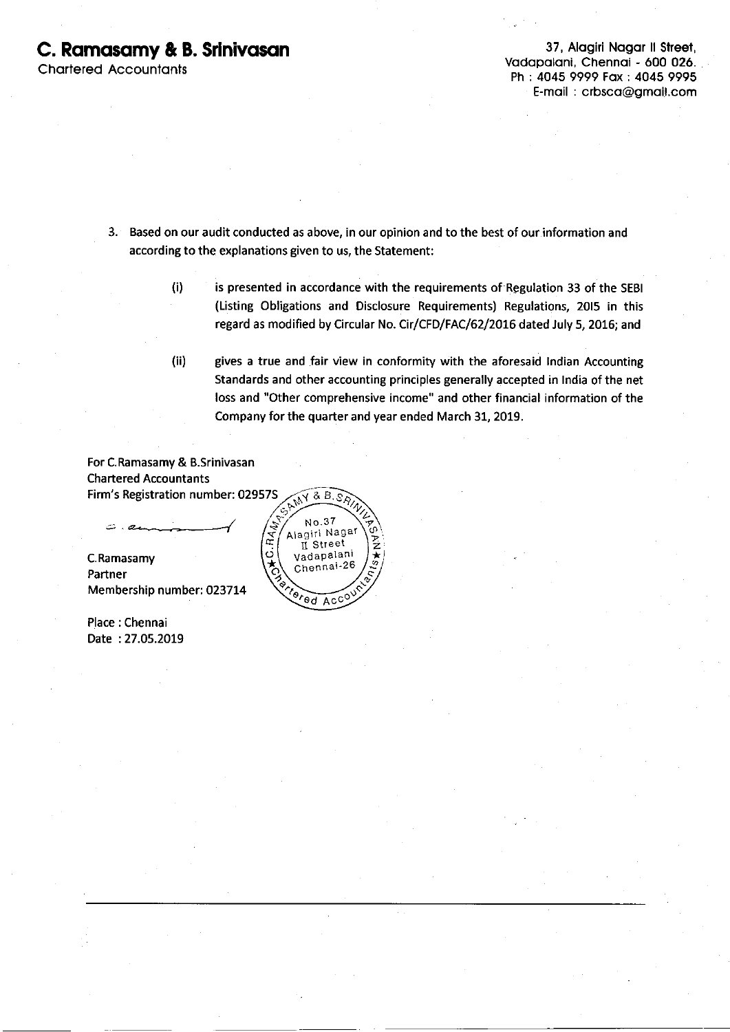**C. Ramasamy & B. Srinivasan**
Chartered Accountants

37, Alagiri Nagar II Street,
Vadapalani, Chennai - 600 026.
Ph : 4045 9999 Fax : 4045 9995
E-mail : crbsca@gmail.com

3. Based on our audit conducted as above, in our opinion and to the best of our information and according to the explanations given to us, the Statement:

   (i) is presented in accordance with the requirements of Regulation 33 of the SEBI (Listing Obligations and Disclosure Requirements) Regulations, 2015 in this regard as modified by Circular No. Cir/CFD/FAC/62/2016 dated July 5, 2016; and

   (ii) gives a true and fair view in conformity with the aforesaid Indian Accounting Standards and other accounting principles generally accepted in India of the net loss and "Other comprehensive income" and other financial information of the Company for the quarter and year ended March 31, 2019.

For C.Ramasamy & B.Srinivasan
Chartered Accountants
Firm's Registration number: 02957S

C.Ramasamy
Partner
Membership number: 023714

Place : Chennai
Date : 27.05.2019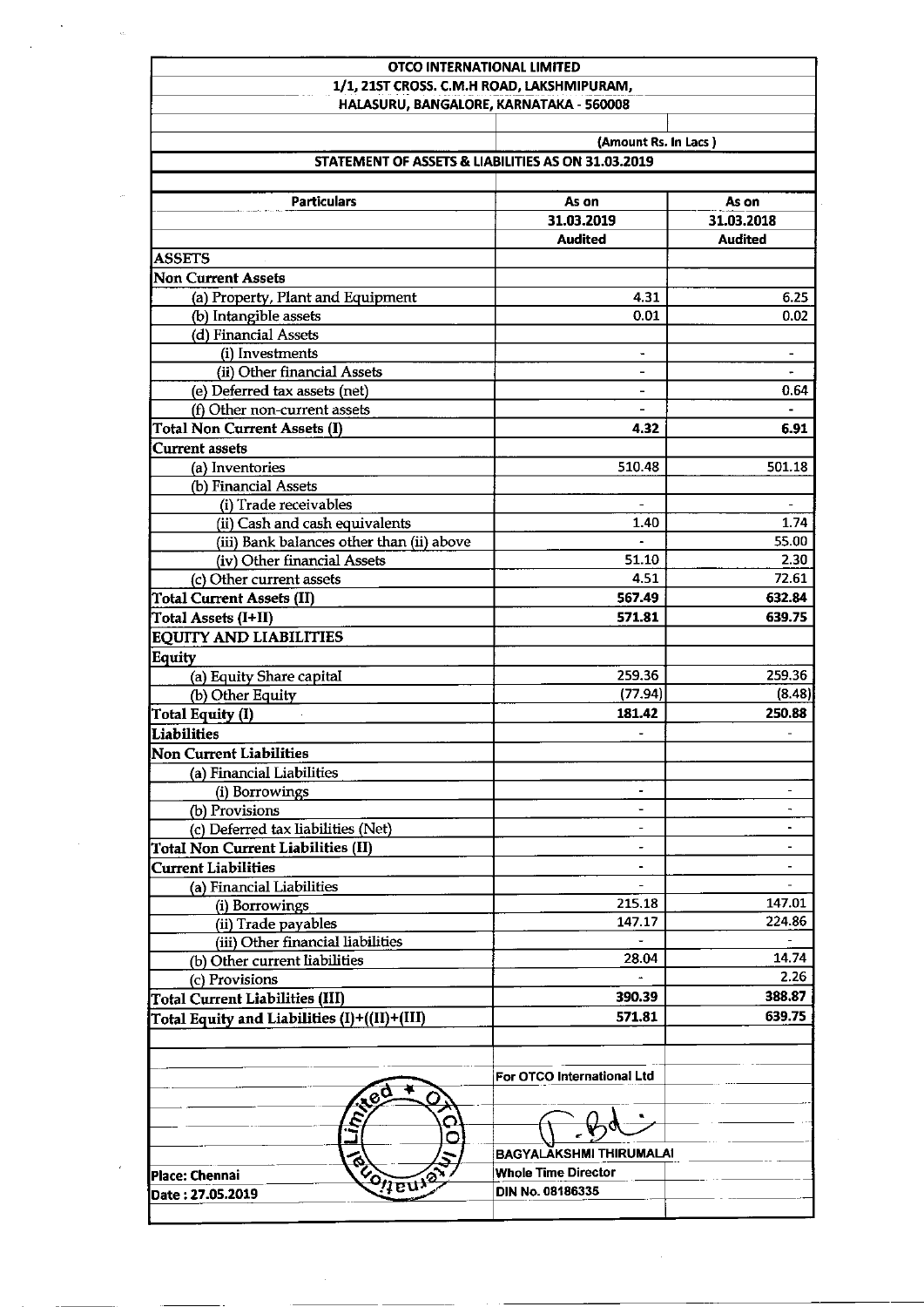**OTCO INTERNATIONAL LIMITED**

**1/1, 21ST CROSS. C.M.H ROAD, LAKSHMIPURAM,**

**HALASURU, BANGALORE, KARNATAKA - 560008**

**(Amount Rs. In Lacs )**

**STATEMENT OF ASSETS & LIABILITIES AS ON 31.03.2019**

| Particulars | As on 31.03.2019 Audited | As on 31.03.2018 Audited |
|---|---|---|
| **ASSETS** | | |
| **Non Current Assets** | | |
| (a) Property, Plant and Equipment | 4.31 | 6.25 |
| (b) Intangible assets | 0.01 | 0.02 |
| (d) Financial Assets | | |
| (i) Investments | - | - |
| (ii) Other financial Assets | - | - |
| (e) Deferred tax assets (net) | - | 0.64 |
| (f) Other non-current assets | - | - |
| **Total Non Current Assets (I)** | **4.32** | **6.91** |
| **Current assets** | | |
| (a) Inventories | 510.48 | 501.18 |
| (b) Financial Assets | | |
| (i) Trade receivables | - | - |
| (ii) Cash and cash equivalents | 1.40 | 1.74 |
| (iii) Bank balances other than (ii) above | - | 55.00 |
| (iv) Other financial Assets | 51.10 | 2.30 |
| (c) Other current assets | 4.51 | 72.61 |
| **Total Current Assets (II)** | **567.49** | **632.84** |
| **Total Assets (I+II)** | **571.81** | **639.75** |
| **EQUITY AND LIABILITIES** | | |
| **Equity** | | |
| (a) Equity Share capital | 259.36 | 259.36 |
| (b) Other Equity | (77.94) | (8.48) |
| **Total Equity (I)** | **181.42** | **250.88** |
| **Liabilities** | - | - |
| **Non Current Liabilities** | | |
| (a) Financial Liabilities | | |
| (i) Borrowings | - | - |
| (b) Provisions | - | - |
| (c) Deferred tax liabilities (Net) | - | - |
| **Total Non Current Liabilities (II)** | - | - |
| **Current Liabilities** | - | - |
| (a) Financial Liabilities | - | - |
| (i) Borrowings | 215.18 | 147.01 |
| (ii) Trade payables | 147.17 | 224.86 |
| (iii) Other financial liabilities | - | - |
| (b) Other current liabilities | 28.04 | 14.74 |
| (c) Provisions | - | 2.26 |
| **Total Current Liabilities (III)** | **390.39** | **388.87** |
| **Total Equity and Liabilities (I)+((II)+(III)** | **571.81** | **639.75** |

For OTCO International Ltd

BAGYALAKSHMI THIRUMALAI
Whole Time Director
DIN No. 08186335

Place: Chennai
Date : 27.05.2019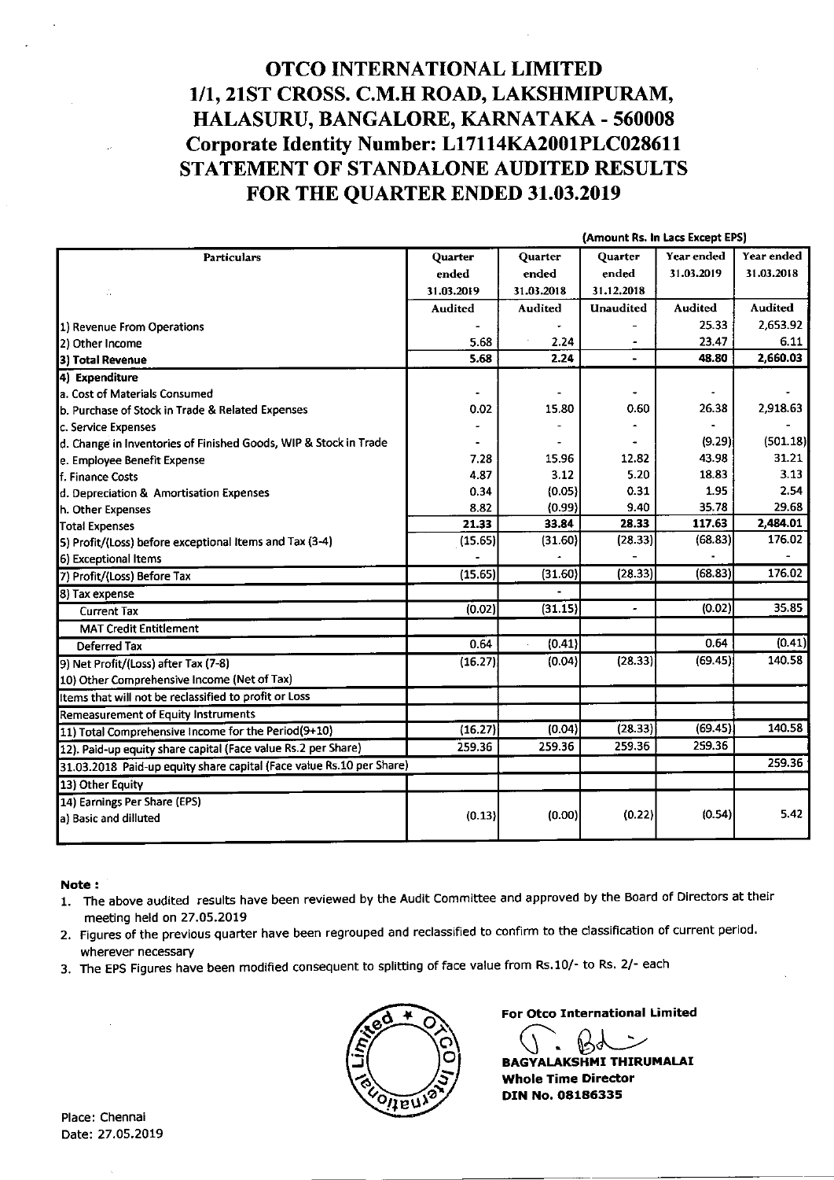# OTCO INTERNATIONAL LIMITED
## 1/1, 21ST CROSS. C.M.H ROAD, LAKSHMIPURAM, HALASURU, BANGALORE, KARNATAKA - 560008
## Corporate Identity Number: L17114KA2001PLC028611
## STATEMENT OF STANDALONE AUDITED RESULTS FOR THE QUARTER ENDED 31.03.2019

(Amount Rs. In Lacs Except EPS)

| Particulars | Quarter ended 31.03.2019 | Quarter ended 31.03.2018 | Quarter ended 31.12.2018 | Year ended 31.03.2019 | Year ended 31.03.2018 |
|---|---|---|---|---|---|
| | Audited | Audited | Unaudited | Audited | Audited |
| 1) Revenue From Operations | - | - | - | 25.33 | 2,653.92 |
| 2) Other Income | 5.68 | 2.24 | - | 23.47 | 6.11 |
| **3) Total Revenue** | **5.68** | **2.24** | **-** | **48.80** | **2,660.03** |
| 4) Expenditure | | | | | |
| a. Cost of Materials Consumed | - | - | - | - | - |
| b. Purchase of Stock in Trade & Related Expenses | 0.02 | 15.80 | 0.60 | 26.38 | 2,918.63 |
| c. Service Expenses | - | - | - | - | - |
| d. Change in Inventories of Finished Goods, WIP & Stock in Trade | - | - | - | (9.29) | (501.18) |
| e. Employee Benefit Expense | 7.28 | 15.96 | 12.82 | 43.98 | 31.21 |
| f. Finance Costs | 4.87 | 3.12 | 5.20 | 18.83 | 3.13 |
| d. Depreciation & Amortisation Expenses | 0.34 | (0.05) | 0.31 | 1.95 | 2.54 |
| h. Other Expenses | 8.82 | (0.99) | 9.40 | 35.78 | 29.68 |
| Total Expenses | 21.33 | 33.84 | 28.33 | 117.63 | 2,484.01 |
| 5) Profit/(Loss) before exceptional Items and Tax (3-4) | (15.65) | (31.60) | (28.33) | (68.83) | 176.02 |
| 6) Exceptional Items | - | - | - | - | - |
| 7) Profit/(Loss) Before Tax | (15.65) | (31.60) | (28.33) | (68.83) | 176.02 |
| 8) Tax expense | | - | | | |
| Current Tax | (0.02) | (31.15) | - | (0.02) | 35.85 |
| MAT Credit Entitlement | | | | | |
| Deferred Tax | 0.64 | (0.41) | | 0.64 | (0.41) |
| 9) Net Profit/(Loss) after Tax (7-8) | (16.27) | (0.04) | (28.33) | (69.45) | 140.58 |
| 10) Other Comprehensive Income (Net of Tax) | | | | | |
| Items that will not be reclassified to profit or Loss | | | | | |
| Remeasurement of Equity Instruments | | | | | |
| 11) Total Comprehensive Income for the Period(9+10) | (16.27) | (0.04) | (28.33) | (69.45) | 140.58 |
| 12). Paid-up equity share capital (Face value Rs.2 per Share) | 259.36 | 259.36 | 259.36 | 259.36 | |
| 31.03.2018 Paid-up equity share capital (Face value Rs.10 per Share) | | | | | 259.36 |
| 13) Other Equity | | | | | |
| 14) Earnings Per Share (EPS) | | | | | |
| a) Basic and dilluted | (0.13) | (0.00) | (0.22) | (0.54) | 5.42 |

**Note :**

1. The above audited results have been reviewed by the Audit Committee and approved by the Board of Directors at their meeting held on 27.05.2019
2. Figures of the previous quarter have been regrouped and reclassified to confirm to the classification of current period. wherever necessary
3. The EPS Figures have been modified consequent to splitting of face value from Rs.10/- to Rs. 2/- each

**For Otco International Limited**

**BAGYALAKSHMI THIRUMALAI**
**Whole Time Director**
**DIN No. 08186335**

Place: Chennai
Date: 27.05.2019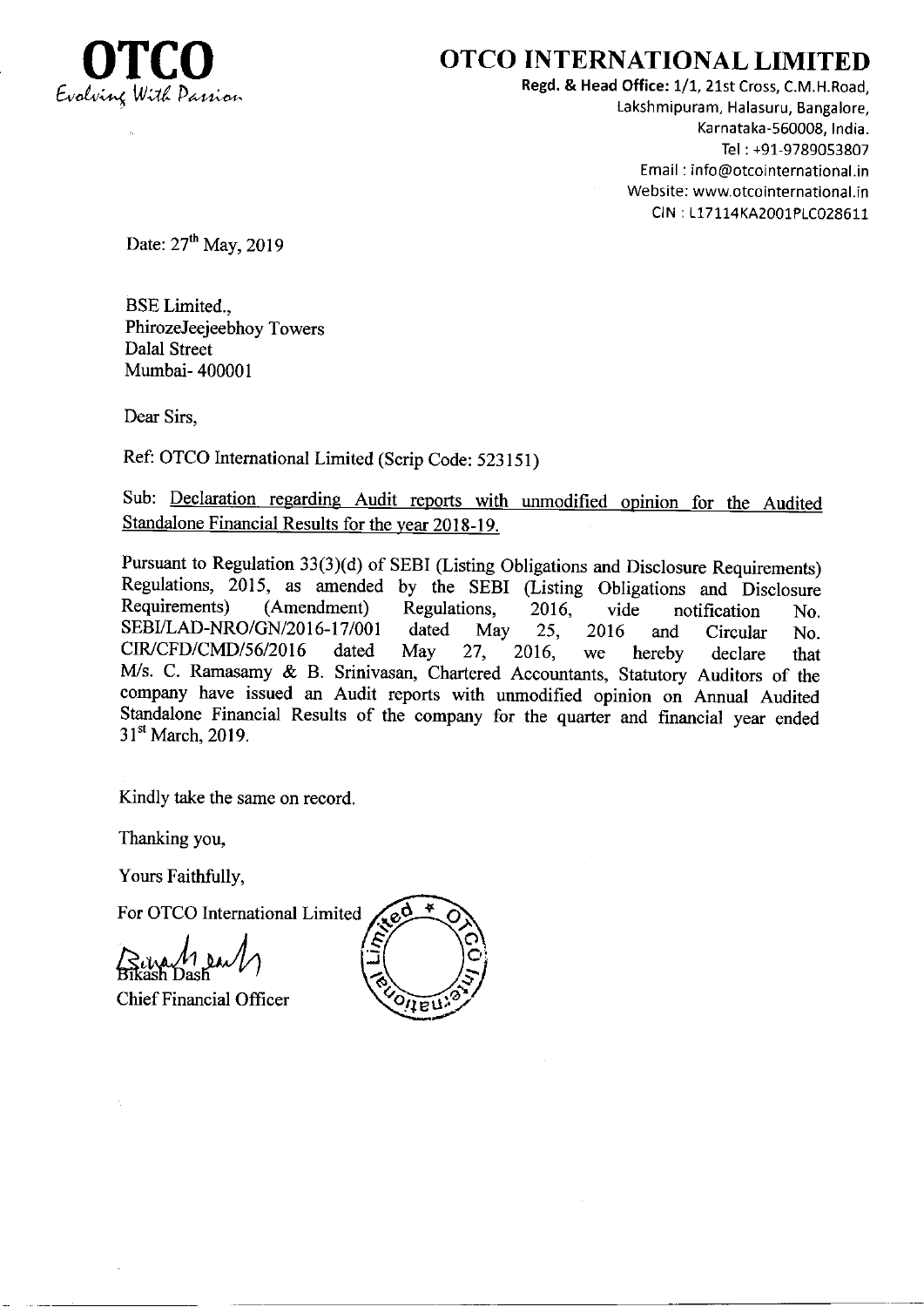**OTCO**
*Evolving With Passion*

# OTCO INTERNATIONAL LIMITED

**Regd. & Head Office:** 1/1, 21st Cross, C.M.H.Road, Lakshmipuram, Halasuru, Bangalore, Karnataka-560008, India.
Tel : +91-9789053807
Email : info@otcointernational.in
Website: www.otcointernational.in
CIN : L17114KA2001PLC028611

Date: 27th May, 2019

BSE Limited.,
PhirozeJeejeebhoy Towers
Dalal Street
Mumbai- 400001

Dear Sirs,

Ref: OTCO International Limited (Scrip Code: 523151)

Sub: Declaration regarding Audit reports with unmodified opinion for the Audited Standalone Financial Results for the year 2018-19.

Pursuant to Regulation 33(3)(d) of SEBI (Listing Obligations and Disclosure Requirements) Regulations, 2015, as amended by the SEBI (Listing Obligations and Disclosure Requirements) (Amendment) Regulations, 2016, vide notification No. SEBI/LAD-NRO/GN/2016-17/001 dated May 25, 2016 and Circular No. CIR/CFD/CMD/56/2016 dated May 27, 2016, we hereby declare that M/s. C. Ramasamy & B. Srinivasan, Chartered Accountants, Statutory Auditors of the company have issued an Audit reports with unmodified opinion on Annual Audited Standalone Financial Results of the company for the quarter and financial year ended 31st March, 2019.

Kindly take the same on record.

Thanking you,

Yours Faithfully,

For OTCO International Limited

Bikash Dash
Chief Financial Officer